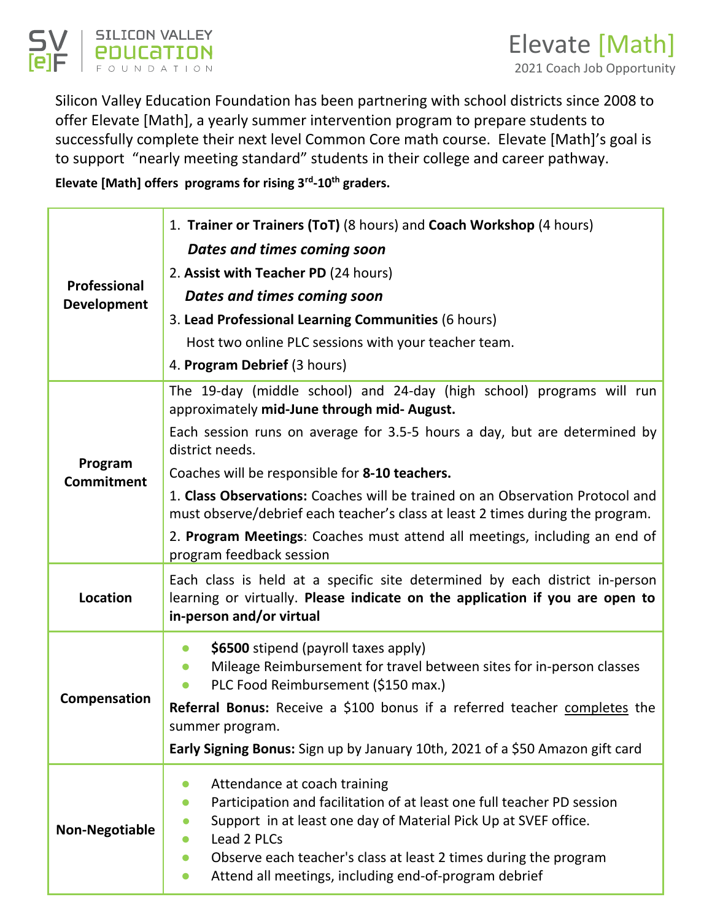# Silicon Valley Education Foundation

## Elevate [Math]

2021 Coach Job Opportunity

Silicon Valley Education Foundation has been partnering with school districts since 2008 to offer Elevate [Math], a yearly summer intervention program to prepare students to successfully complete their next level Common Core math course. Elevate [Math]'s goal is to support "nearly meeting standard" students in their college and career pathway.

**Elevate [Math] offers programs for rising 3rd-10th graders.**

| | |
|---|---|
| **Professional Development** | 1. **Trainer or Trainers (ToT)** (8 hours) and **Coach Workshop** (4 hours)<br>***Dates and times coming soon***<br>2. **Assist with Teacher PD** (24 hours)<br>***Dates and times coming soon***<br>3. **Lead Professional Learning Communities** (6 hours)<br>Host two online PLC sessions with your teacher team.<br>4. **Program Debrief** (3 hours) |
| **Program Commitment** | The 19-day (middle school) and 24-day (high school) programs will run approximately **mid-June through mid- August.**<br>Each session runs on average for 3.5-5 hours a day, but are determined by district needs.<br>Coaches will be responsible for **8-10 teachers.**<br>1. **Class Observations:** Coaches will be trained on an Observation Protocol and must observe/debrief each teacher's class at least 2 times during the program.<br>2. **Program Meetings**: Coaches must attend all meetings, including an end of program feedback session |
| **Location** | Each class is held at a specific site determined by each district in-person learning or virtually. **Please indicate on the application if you are open to in-person and/or virtual** |
| **Compensation** | • **$6500** stipend (payroll taxes apply)<br>• Mileage Reimbursement for travel between sites for in-person classes<br>• PLC Food Reimbursement ($150 max.)<br>**Referral Bonus:** Receive a $100 bonus if a referred teacher completes the summer program.<br>**Early Signing Bonus:** Sign up by January 10th, 2021 of a $50 Amazon gift card |
| **Non-Negotiable** | • Attendance at coach training<br>• Participation and facilitation of at least one full teacher PD session<br>• Support in at least one day of Material Pick Up at SVEF office.<br>• Lead 2 PLCs<br>• Observe each teacher's class at least 2 times during the program<br>• Attend all meetings, including end-of-program debrief |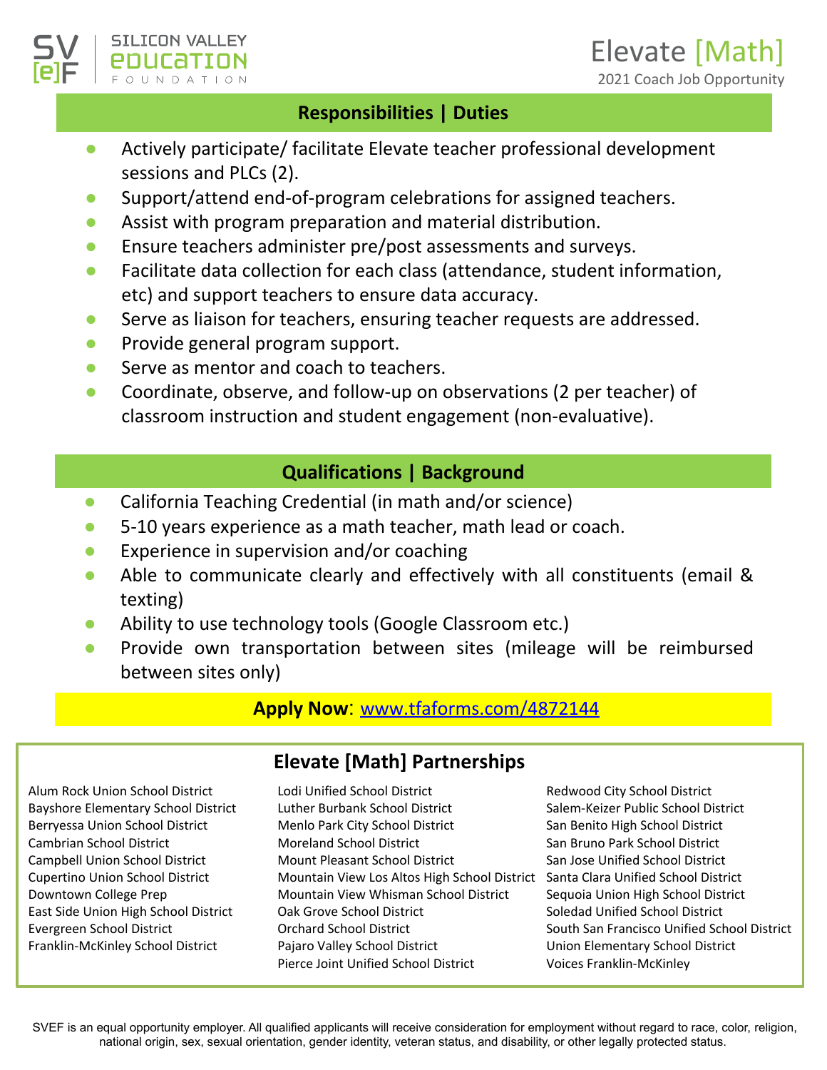SILICON VALLEY EDUCATION FOUNDATION

# Elevate [Math]

2021 Coach Job Opportunity

## Responsibilities | Duties

- Actively participate/ facilitate Elevate teacher professional development sessions and PLCs (2).
- Support/attend end-of-program celebrations for assigned teachers.
- Assist with program preparation and material distribution.
- Ensure teachers administer pre/post assessments and surveys.
- Facilitate data collection for each class (attendance, student information, etc) and support teachers to ensure data accuracy.
- Serve as liaison for teachers, ensuring teacher requests are addressed.
- Provide general program support.
- Serve as mentor and coach to teachers.
- Coordinate, observe, and follow-up on observations (2 per teacher) of classroom instruction and student engagement (non-evaluative).

## Qualifications | Background

- California Teaching Credential (in math and/or science)
- 5-10 years experience as a math teacher, math lead or coach.
- Experience in supervision and/or coaching
- Able to communicate clearly and effectively with all constituents (email & texting)
- Ability to use technology tools (Google Classroom etc.)
- Provide own transportation between sites (mileage will be reimbursed between sites only)

**Apply Now**: www.tfaforms.com/4872144

## Elevate [Math] Partnerships

Alum Rock Union School District
Bayshore Elementary School District
Berryessa Union School District
Cambrian School District
Campbell Union School District
Cupertino Union School District
Downtown College Prep
East Side Union High School District
Evergreen School District
Franklin-McKinley School District
Lodi Unified School District
Luther Burbank School District
Menlo Park City School District
Moreland School District
Mount Pleasant School District
Mountain View Los Altos High School District
Mountain View Whisman School District
Oak Grove School District
Orchard School District
Pajaro Valley School District
Pierce Joint Unified School District
Redwood City School District
Salem-Keizer Public School District
San Benito High School District
San Bruno Park School District
San Jose Unified School District
Santa Clara Unified School District
Sequoia Union High School District
Soledad Unified School District
South San Francisco Unified School District
Union Elementary School District
Voices Franklin-McKinley

SVEF is an equal opportunity employer. All qualified applicants will receive consideration for employment without regard to race, color, religion, national origin, sex, sexual orientation, gender identity, veteran status, and disability, or other legally protected status.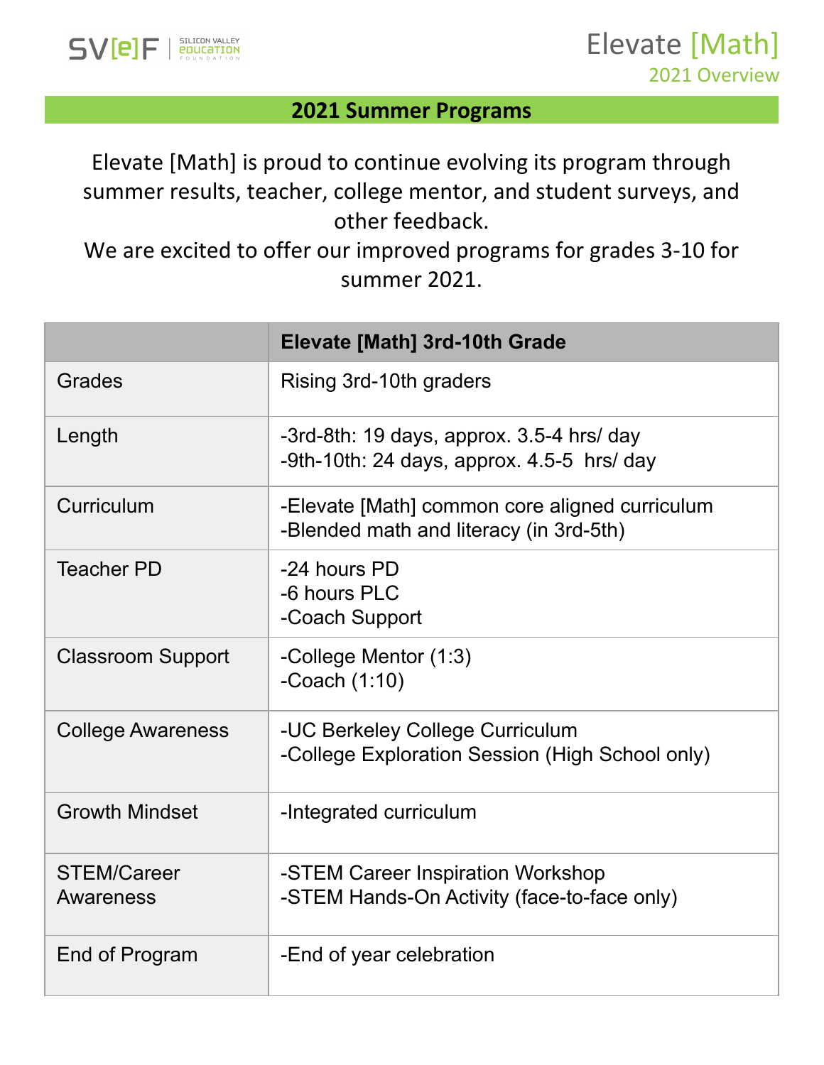## 2021 Summer Programs

Elevate [Math] is proud to continue evolving its program through summer results, teacher, college mentor, and student surveys, and other feedback.
We are excited to offer our improved programs for grades 3-10 for summer 2021.

| | Elevate [Math] 3rd-10th Grade |
|---|---|
| Grades | Rising 3rd-10th graders |
| Length | -3rd-8th: 19 days, approx. 3.5-4 hrs/ day<br>-9th-10th: 24 days, approx. 4.5-5 hrs/ day |
| Curriculum | -Elevate [Math] common core aligned curriculum<br>-Blended math and literacy (in 3rd-5th) |
| Teacher PD | -24 hours PD<br>-6 hours PLC<br>-Coach Support |
| Classroom Support | -College Mentor (1:3)<br>-Coach (1:10) |
| College Awareness | -UC Berkeley College Curriculum<br>-College Exploration Session (High School only) |
| Growth Mindset | -Integrated curriculum |
| STEM/Career Awareness | -STEM Career Inspiration Workshop<br>-STEM Hands-On Activity (face-to-face only) |
| End of Program | -End of year celebration |